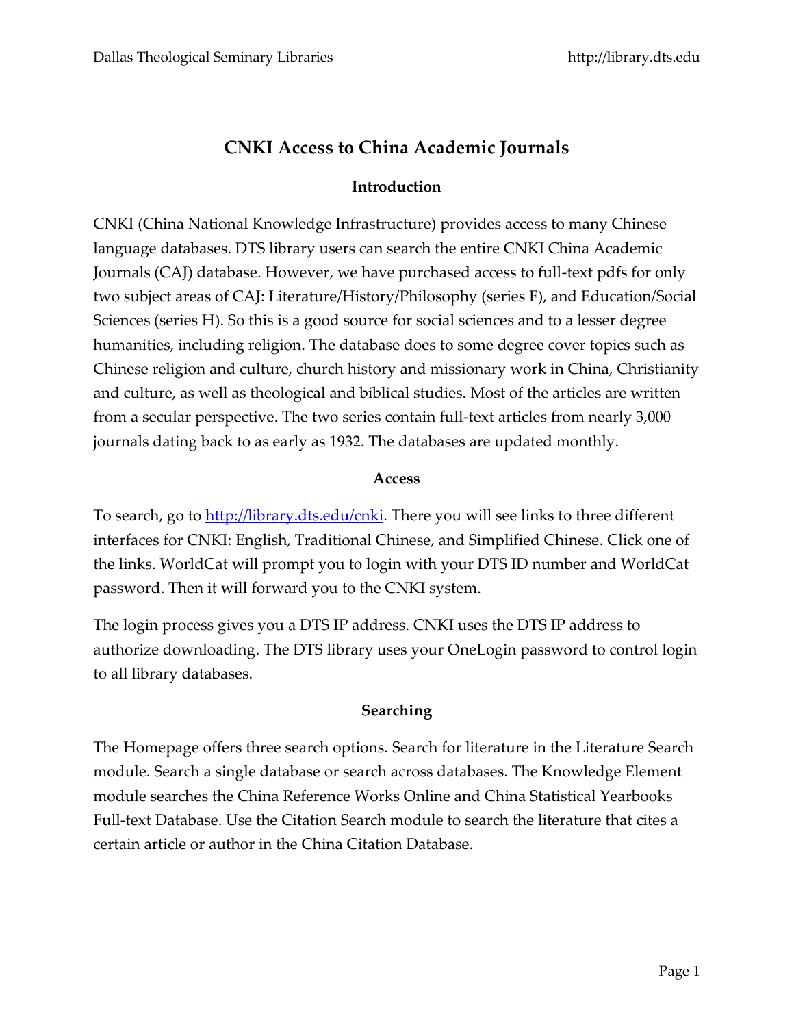# CNKI Access to China Academic Journals

## Introduction

CNKI (China National Knowledge Infrastructure) provides access to many Chinese language databases. DTS library users can search the entire CNKI China Academic Journals (CAJ) database. However, we have purchased access to full-text pdfs for only two subject areas of CAJ: Literature/History/Philosophy (series F), and Education/Social Sciences (series H). So this is a good source for social sciences and to a lesser degree humanities, including religion. The database does to some degree cover topics such as Chinese religion and culture, church history and missionary work in China, Christianity and culture, as well as theological and biblical studies. Most of the articles are written from a secular perspective. The two series contain full-text articles from nearly 3,000 journals dating back to as early as 1932. The databases are updated monthly.

## Access

To search, go to [http://library.dts.edu/cnki](http://library.dts.edu/cnki). There you will see links to three different interfaces for CNKI: English, Traditional Chinese, and Simplified Chinese. Click one of the links. WorldCat will prompt you to login with your DTS ID number and WorldCat password. Then it will forward you to the CNKI system.

The login process gives you a DTS IP address. CNKI uses the DTS IP address to authorize downloading. The DTS library uses your OneLogin password to control login to all library databases.

## Searching

The Homepage offers three search options. Search for literature in the Literature Search module. Search a single database or search across databases. The Knowledge Element module searches the China Reference Works Online and China Statistical Yearbooks Full-text Database. Use the Citation Search module to search the literature that cites a certain article or author in the China Citation Database.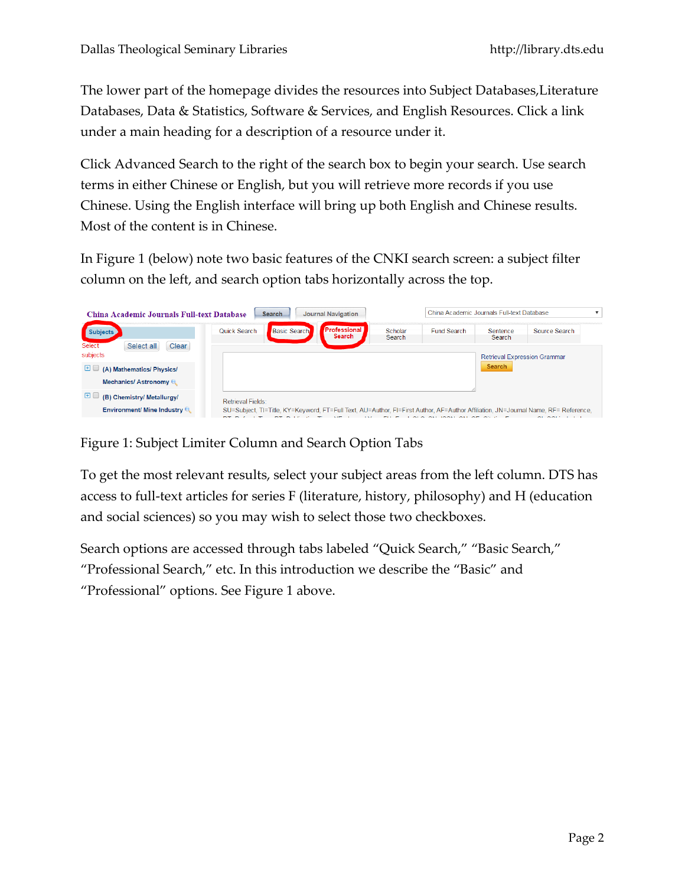The lower part of the homepage divides the resources into Subject Databases,Literature Databases, Data & Statistics, Software & Services, and English Resources. Click a link under a main heading for a description of a resource under it.

Click Advanced Search to the right of the search box to begin your search. Use search terms in either Chinese or English, but you will retrieve more records if you use Chinese. Using the English interface will bring up both English and Chinese results. Most of the content is in Chinese.

In Figure 1 (below) note two basic features of the CNKI search screen: a subject filter column on the left, and search option tabs horizontally across the top.

Figure 1: Subject Limiter Column and Search Option Tabs

To get the most relevant results, select your subject areas from the left column. DTS has access to full-text articles for series F (literature, history, philosophy) and H (education and social sciences) so you may wish to select those two checkboxes.

Search options are accessed through tabs labeled "Quick Search," "Basic Search," "Professional Search," etc. In this introduction we describe the "Basic" and "Professional" options. See Figure 1 above.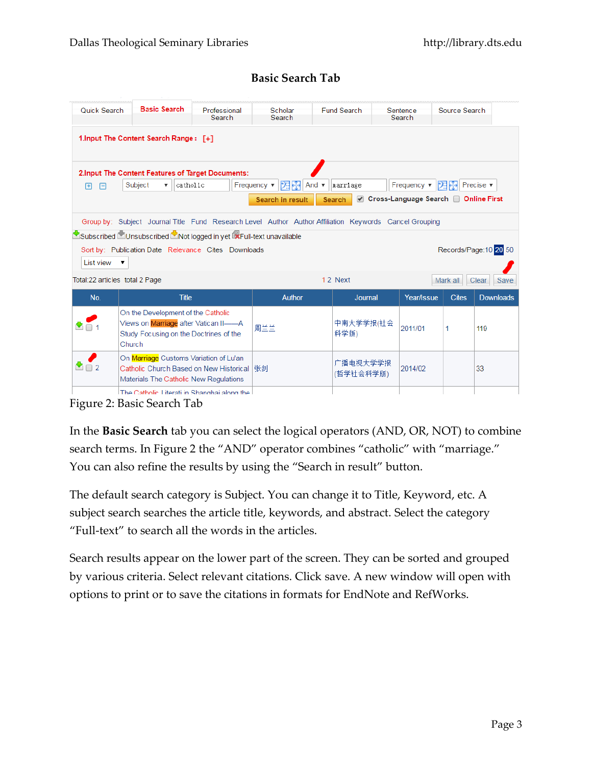## Basic Search Tab

Figure 2: Basic Search Tab

In the **Basic Search** tab you can select the logical operators (AND, OR, NOT) to combine search terms. In Figure 2 the "AND" operator combines "catholic" with "marriage." You can also refine the results by using the "Search in result" button.

The default search category is Subject. You can change it to Title, Keyword, etc. A subject search searches the article title, keywords, and abstract. Select the category "Full-text" to search all the words in the articles.

Search results appear on the lower part of the screen. They can be sorted and grouped by various criteria. Select relevant citations. Click save. A new window will open with options to print or to save the citations in formats for EndNote and RefWorks.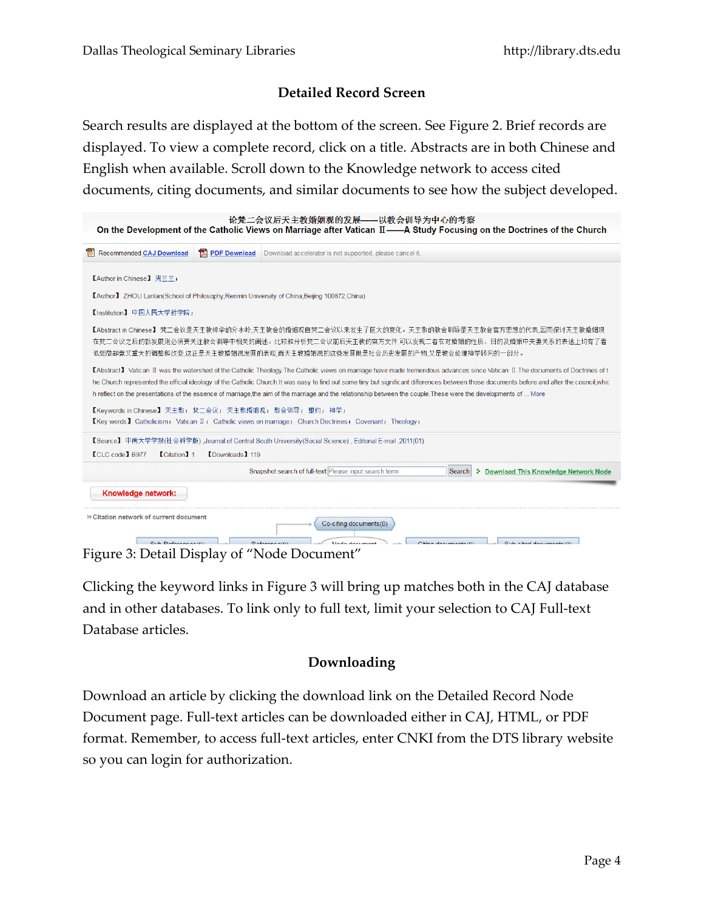## Detailed Record Screen

Search results are displayed at the bottom of the screen. See Figure 2. Brief records are displayed. To view a complete record, click on a title. Abstracts are in both Chinese and English when available. Scroll down to the Knowledge network to access cited documents, citing documents, and similar documents to see how the subject developed.

Figure 3: Detail Display of "Node Document"

Clicking the keyword links in Figure 3 will bring up matches both in the CAJ database and in other databases. To link only to full text, limit your selection to CAJ Full-text Database articles.

## Downloading

Download an article by clicking the download link on the Detailed Record Node Document page. Full-text articles can be downloaded either in CAJ, HTML, or PDF format. Remember, to access full-text articles, enter CNKI from the DTS library website so you can login for authorization.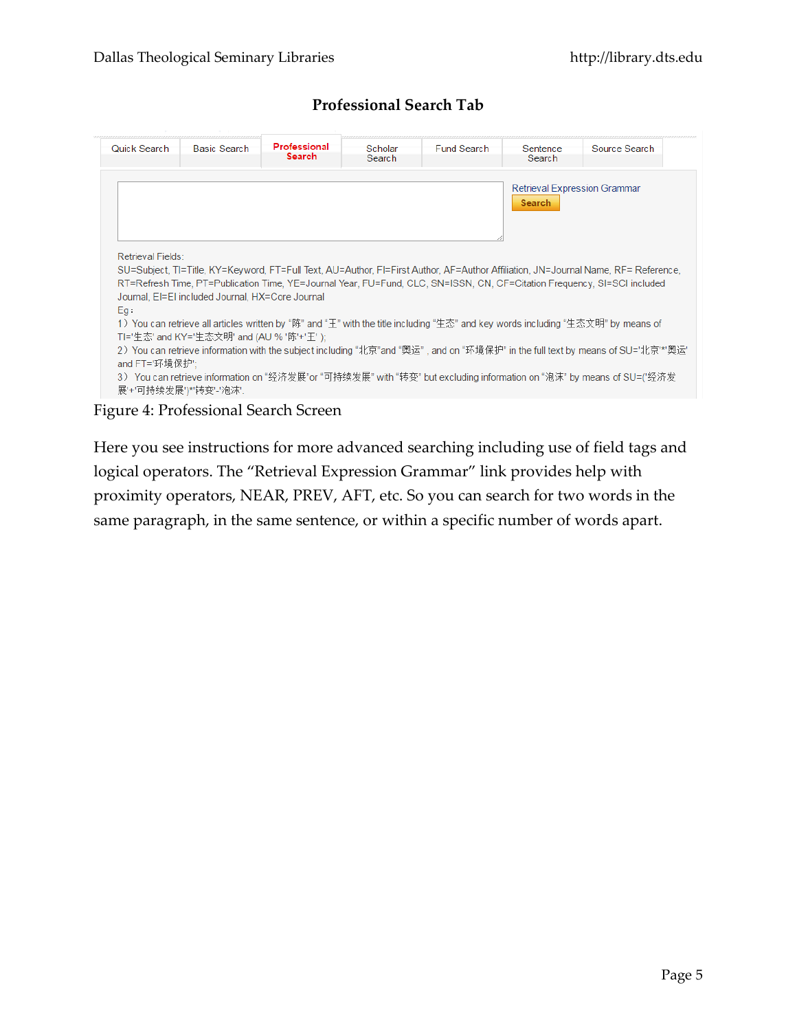## Professional Search Tab

Quick Search | Basic Search | Professional Search | Scholar Search | Fund Search | Sentence Search | Source Search

Retrieval Expression Grammar

Search

Retrieval Fields:
SU=Subject, TI=Title, KY=Keyword, FT=Full Text, AU=Author, FI=First Author, AF=Author Affiliation, JN=Journal Name, RF= Reference, RT=Refresh Time, PT=Publication Time, YE=Journal Year, FU=Fund, CLC, SN=ISSN, CN, CF=Citation Frequency, SI=SCI included Journal, EI=EI included Journal, HX=Core Journal

Eg：

1）You can retrieve all articles written by "陈" and "王" with the title including "生态" and key words including "生态文明" by means of TI='生态' and KY='生态文明' and (AU % '陈'+'王' );

2）You can retrieve information with the subject including "北京"and "奥运" , and on "环境保护" in the full text by means of SU='北京'*'奥运' and FT='环境保护';

3）You can retrieve information on "经济发展"or "可持续发展" with "转变" but excluding information on "泡沫" by means of SU=('经济发展'+'可持续发展')*'转变'-'泡沫'.

Figure 4: Professional Search Screen

Here you see instructions for more advanced searching including use of field tags and logical operators. The "Retrieval Expression Grammar" link provides help with proximity operators, NEAR, PREV, AFT, etc. So you can search for two words in the same paragraph, in the same sentence, or within a specific number of words apart.